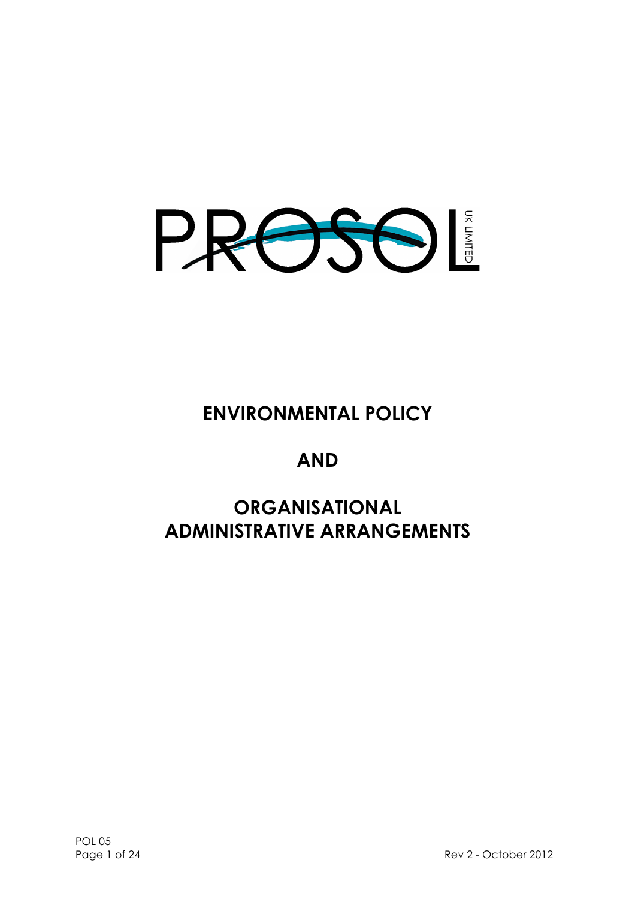PROSOL UK LIMITED

# ENVIRONMENTAL POLICY

# AND

# ORGANISATIONAL ADMINISTRATIVE ARRANGEMENTS

POL 05

Rev 2 - October 2012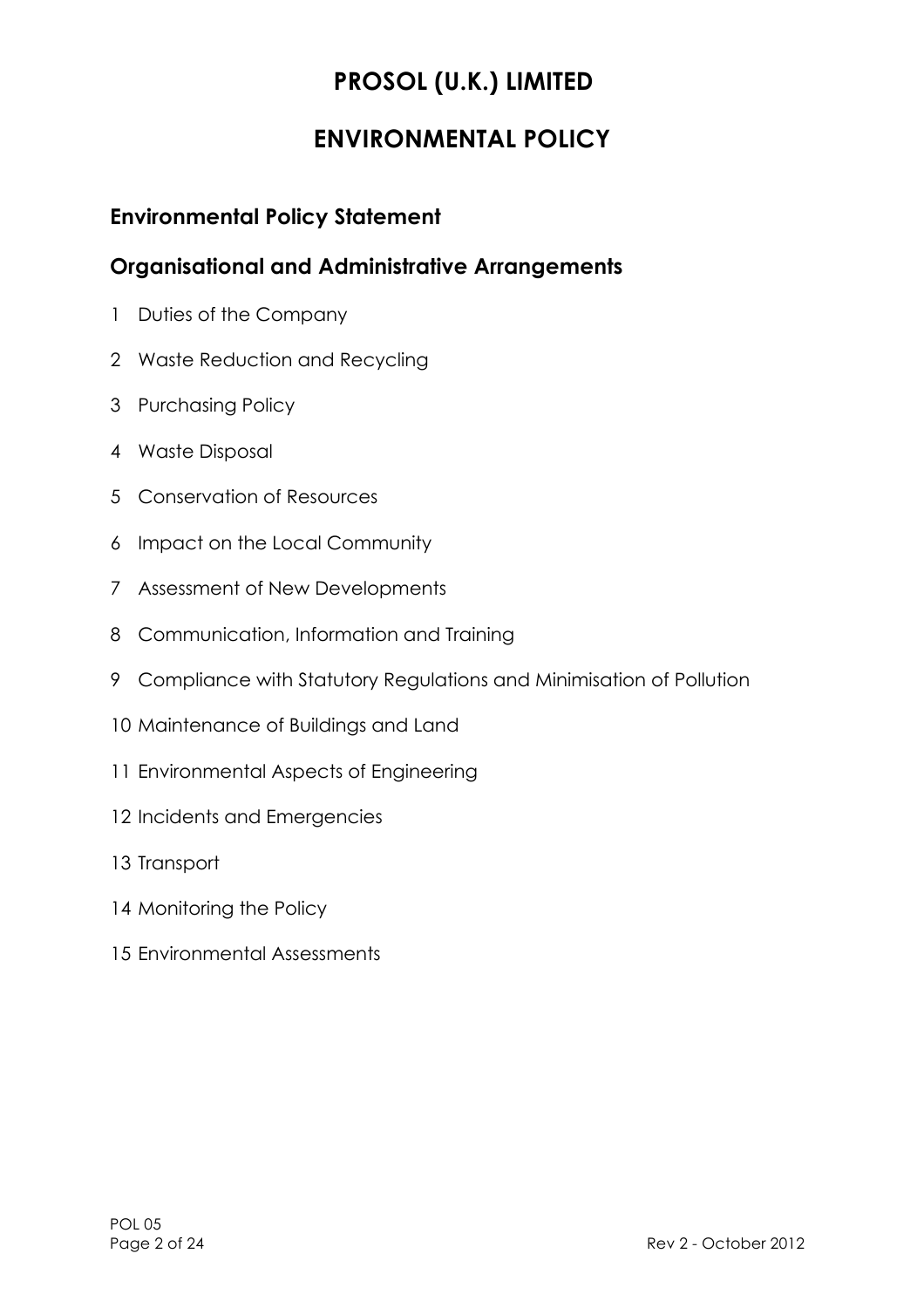# PROSOL (U.K.) LIMITED

# ENVIRONMENTAL POLICY

## Environmental Policy Statement

## Organisational and Administrative Arrangements

1 Duties of the Company

2 Waste Reduction and Recycling

3 Purchasing Policy

4 Waste Disposal

5 Conservation of Resources

6 Impact on the Local Community

7 Assessment of New Developments

8 Communication, Information and Training

9 Compliance with Statutory Regulations and Minimisation of Pollution

10 Maintenance of Buildings and Land

11 Environmental Aspects of Engineering

12 Incidents and Emergencies

13 Transport

14 Monitoring the Policy

15 Environmental Assessments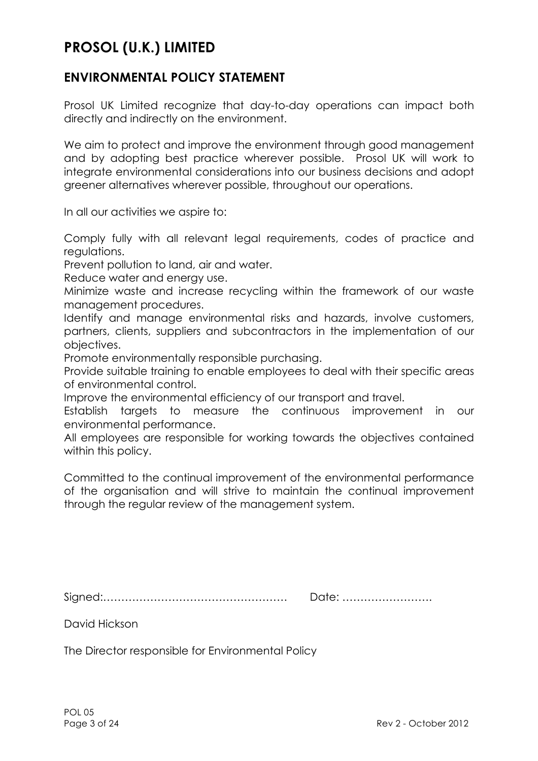# PROSOL (U.K.) LIMITED

## ENVIRONMENTAL POLICY STATEMENT

Prosol UK Limited recognize that day-to-day operations can impact both directly and indirectly on the environment.

We aim to protect and improve the environment through good management and by adopting best practice wherever possible. Prosol UK will work to integrate environmental considerations into our business decisions and adopt greener alternatives wherever possible, throughout our operations.

In all our activities we aspire to:

Comply fully with all relevant legal requirements, codes of practice and regulations.
Prevent pollution to land, air and water.
Reduce water and energy use.
Minimize waste and increase recycling within the framework of our waste management procedures.
Identify and manage environmental risks and hazards, involve customers, partners, clients, suppliers and subcontractors in the implementation of our objectives.
Promote environmentally responsible purchasing.
Provide suitable training to enable employees to deal with their specific areas of environmental control.
Improve the environmental efficiency of our transport and travel.
Establish targets to measure the continuous improvement in our environmental performance.
All employees are responsible for working towards the objectives contained within this policy.

Committed to the continual improvement of the environmental performance of the organisation and will strive to maintain the continual improvement through the regular review of the management system.

Signed:…………………………………………… Date: …………………….

David Hickson

The Director responsible for Environmental Policy

POL 05

Rev 2 - October 2012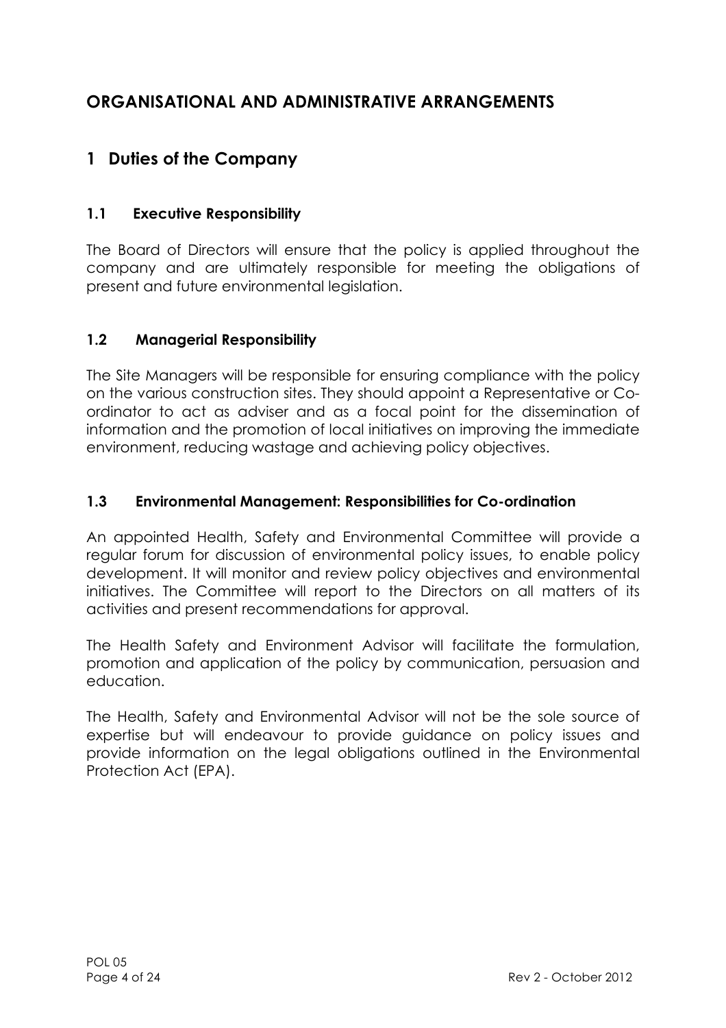# ORGANISATIONAL AND ADMINISTRATIVE ARRANGEMENTS

## 1 Duties of the Company

### 1.1 Executive Responsibility

The Board of Directors will ensure that the policy is applied throughout the company and are ultimately responsible for meeting the obligations of present and future environmental legislation.

### 1.2 Managerial Responsibility

The Site Managers will be responsible for ensuring compliance with the policy on the various construction sites. They should appoint a Representative or Co-ordinator to act as adviser and as a focal point for the dissemination of information and the promotion of local initiatives on improving the immediate environment, reducing wastage and achieving policy objectives.

### 1.3 Environmental Management: Responsibilities for Co-ordination

An appointed Health, Safety and Environmental Committee will provide a regular forum for discussion of environmental policy issues, to enable policy development. It will monitor and review policy objectives and environmental initiatives. The Committee will report to the Directors on all matters of its activities and present recommendations for approval.

The Health Safety and Environment Advisor will facilitate the formulation, promotion and application of the policy by communication, persuasion and education.

The Health, Safety and Environmental Advisor will not be the sole source of expertise but will endeavour to provide guidance on policy issues and provide information on the legal obligations outlined in the Environmental Protection Act (EPA).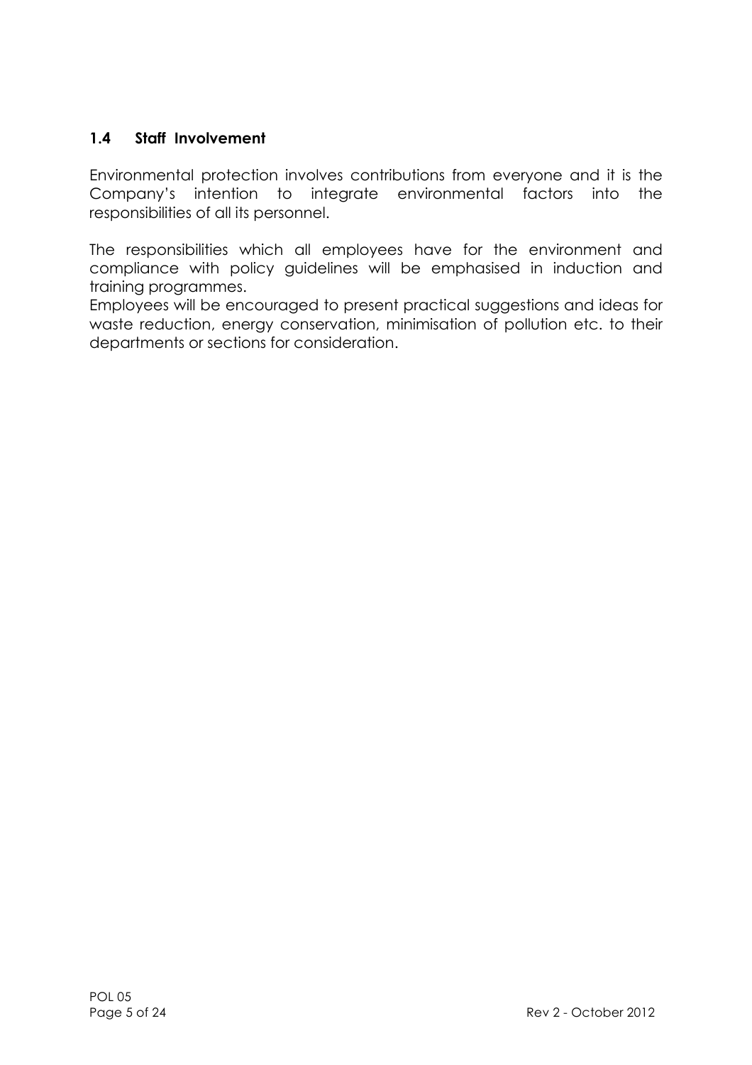### 1.4 Staff Involvement

Environmental protection involves contributions from everyone and it is the Company's intention to integrate environmental factors into the responsibilities of all its personnel.

The responsibilities which all employees have for the environment and compliance with policy guidelines will be emphasised in induction and training programmes.

Employees will be encouraged to present practical suggestions and ideas for waste reduction, energy conservation, minimisation of pollution etc. to their departments or sections for consideration.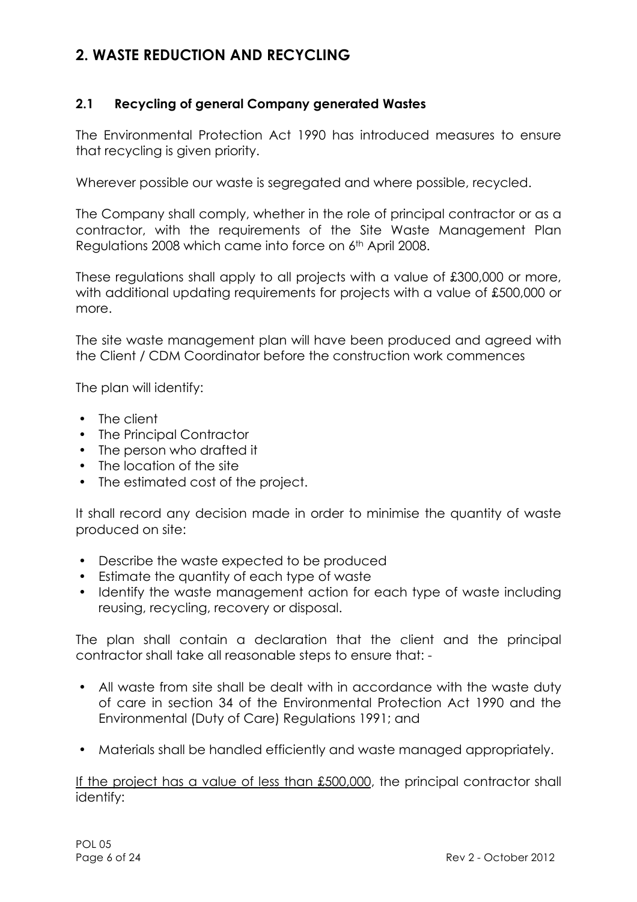# 2. WASTE REDUCTION AND RECYCLING

## 2.1 Recycling of general Company generated Wastes

The Environmental Protection Act 1990 has introduced measures to ensure that recycling is given priority.

Wherever possible our waste is segregated and where possible, recycled.

The Company shall comply, whether in the role of principal contractor or as a contractor, with the requirements of the Site Waste Management Plan Regulations 2008 which came into force on 6th April 2008.

These regulations shall apply to all projects with a value of £300,000 or more, with additional updating requirements for projects with a value of £500,000 or more.

The site waste management plan will have been produced and agreed with the Client / CDM Coordinator before the construction work commences

The plan will identify:

- The client
- The Principal Contractor
- The person who drafted it
- The location of the site
- The estimated cost of the project.

It shall record any decision made in order to minimise the quantity of waste produced on site:

- Describe the waste expected to be produced
- Estimate the quantity of each type of waste
- Identify the waste management action for each type of waste including reusing, recycling, recovery or disposal.

The plan shall contain a declaration that the client and the principal contractor shall take all reasonable steps to ensure that: -

- All waste from site shall be dealt with in accordance with the waste duty of care in section 34 of the Environmental Protection Act 1990 and the Environmental (Duty of Care) Regulations 1991; and

- Materials shall be handled efficiently and waste managed appropriately.

<u>If the project has a value of less than £500,000</u>, the principal contractor shall identify: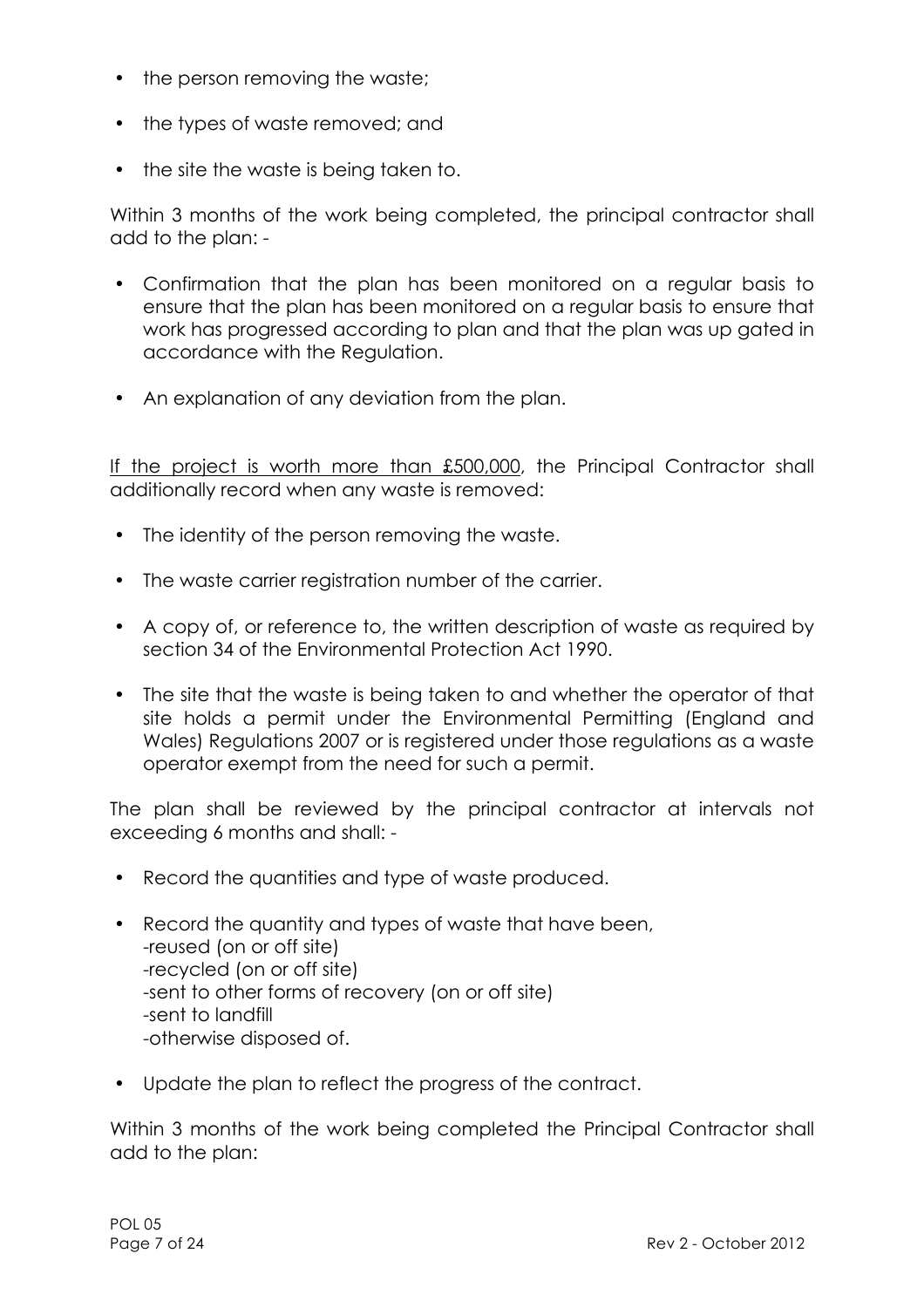- the person removing the waste;
- the types of waste removed; and
- the site the waste is being taken to.

Within 3 months of the work being completed, the principal contractor shall add to the plan: -

- Confirmation that the plan has been monitored on a regular basis to ensure that the plan has been monitored on a regular basis to ensure that work has progressed according to plan and that the plan was up gated in accordance with the Regulation.
- An explanation of any deviation from the plan.

<u>If the project is worth more than £500,000</u>, the Principal Contractor shall additionally record when any waste is removed:

- The identity of the person removing the waste.
- The waste carrier registration number of the carrier.
- A copy of, or reference to, the written description of waste as required by section 34 of the Environmental Protection Act 1990.
- The site that the waste is being taken to and whether the operator of that site holds a permit under the Environmental Permitting (England and Wales) Regulations 2007 or is registered under those regulations as a waste operator exempt from the need for such a permit.

The plan shall be reviewed by the principal contractor at intervals not exceeding 6 months and shall: -

- Record the quantities and type of waste produced.
- Record the quantity and types of waste that have been,
  -reused (on or off site)
  -recycled (on or off site)
  -sent to other forms of recovery (on or off site)
  -sent to landfill
  -otherwise disposed of.
- Update the plan to reflect the progress of the contract.

Within 3 months of the work being completed the Principal Contractor shall add to the plan: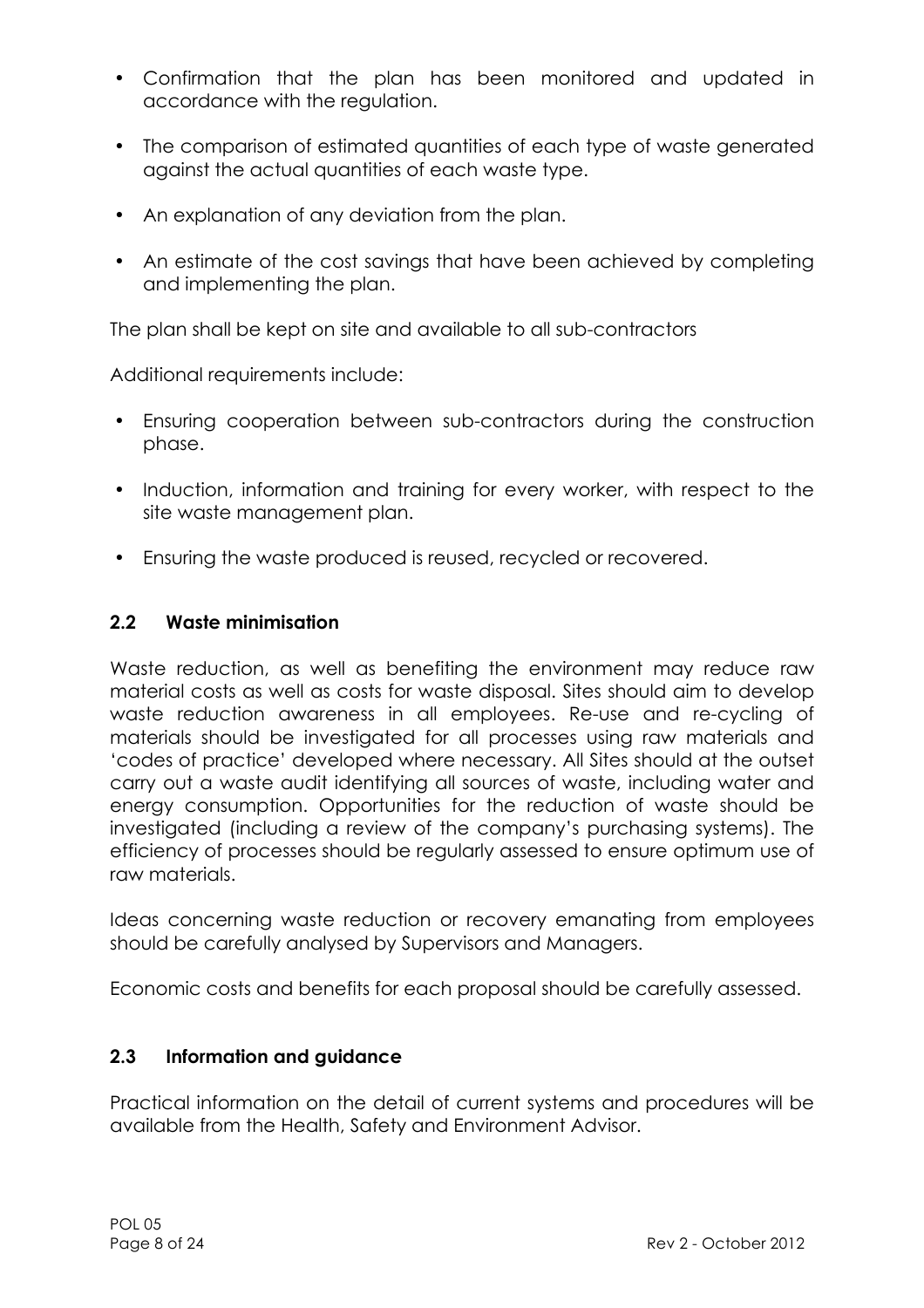- Confirmation that the plan has been monitored and updated in accordance with the regulation.
- The comparison of estimated quantities of each type of waste generated against the actual quantities of each waste type.
- An explanation of any deviation from the plan.
- An estimate of the cost savings that have been achieved by completing and implementing the plan.

The plan shall be kept on site and available to all sub-contractors

Additional requirements include:

- Ensuring cooperation between sub-contractors during the construction phase.
- Induction, information and training for every worker, with respect to the site waste management plan.
- Ensuring the waste produced is reused, recycled or recovered.

## 2.2 Waste minimisation

Waste reduction, as well as benefiting the environment may reduce raw material costs as well as costs for waste disposal. Sites should aim to develop waste reduction awareness in all employees. Re-use and re-cycling of materials should be investigated for all processes using raw materials and 'codes of practice' developed where necessary. All Sites should at the outset carry out a waste audit identifying all sources of waste, including water and energy consumption. Opportunities for the reduction of waste should be investigated (including a review of the company's purchasing systems). The efficiency of processes should be regularly assessed to ensure optimum use of raw materials.

Ideas concerning waste reduction or recovery emanating from employees should be carefully analysed by Supervisors and Managers.

Economic costs and benefits for each proposal should be carefully assessed.

## 2.3 Information and guidance

Practical information on the detail of current systems and procedures will be available from the Health, Safety and Environment Advisor.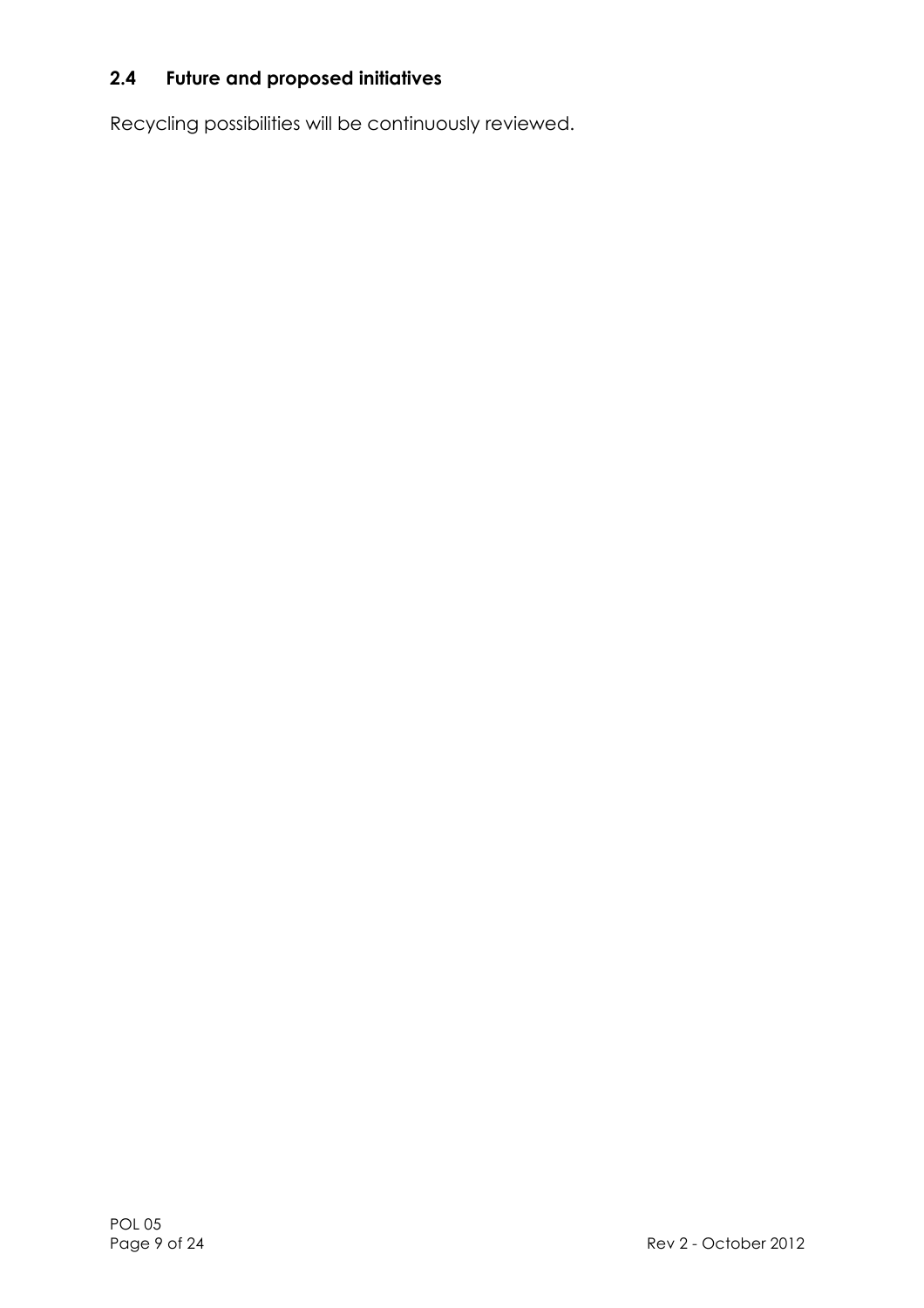## 2.4 Future and proposed initiatives

Recycling possibilities will be continuously reviewed.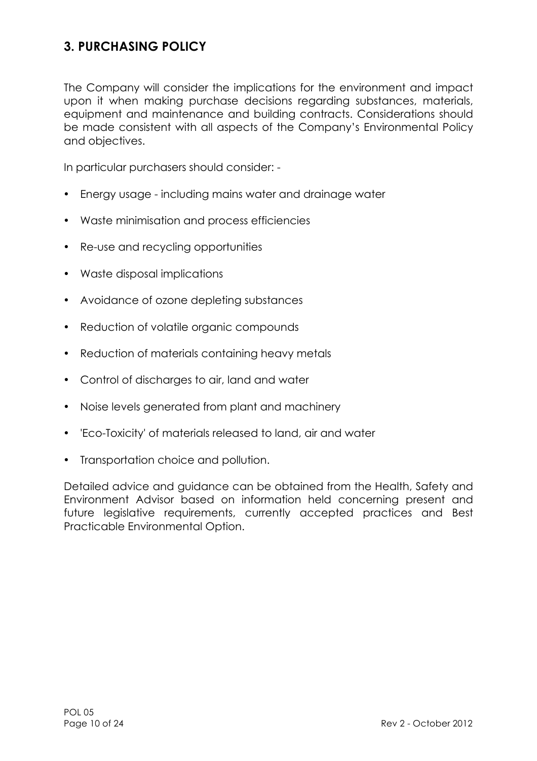## 3. PURCHASING POLICY

The Company will consider the implications for the environment and impact upon it when making purchase decisions regarding substances, materials, equipment and maintenance and building contracts. Considerations should be made consistent with all aspects of the Company's Environmental Policy and objectives.

In particular purchasers should consider: -

- Energy usage - including mains water and drainage water
- Waste minimisation and process efficiencies
- Re-use and recycling opportunities
- Waste disposal implications
- Avoidance of ozone depleting substances
- Reduction of volatile organic compounds
- Reduction of materials containing heavy metals
- Control of discharges to air, land and water
- Noise levels generated from plant and machinery
- 'Eco-Toxicity' of materials released to land, air and water
- Transportation choice and pollution.

Detailed advice and guidance can be obtained from the Health, Safety and Environment Advisor based on information held concerning present and future legislative requirements, currently accepted practices and Best Practicable Environmental Option.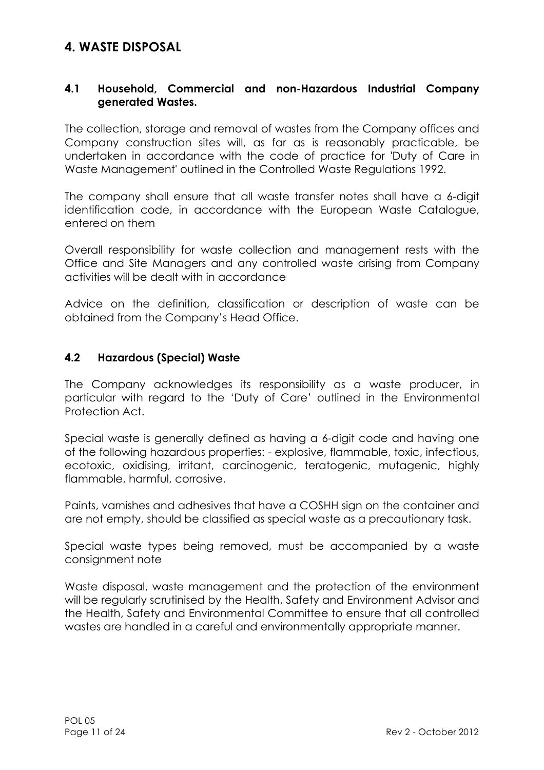# 4. WASTE DISPOSAL

## 4.1 Household, Commercial and non-Hazardous Industrial Company generated Wastes.

The collection, storage and removal of wastes from the Company offices and Company construction sites will, as far as is reasonably practicable, be undertaken in accordance with the code of practice for 'Duty of Care in Waste Management' outlined in the Controlled Waste Regulations 1992.

The company shall ensure that all waste transfer notes shall have a 6-digit identification code, in accordance with the European Waste Catalogue, entered on them

Overall responsibility for waste collection and management rests with the Office and Site Managers and any controlled waste arising from Company activities will be dealt with in accordance

Advice on the definition, classification or description of waste can be obtained from the Company's Head Office.

## 4.2 Hazardous (Special) Waste

The Company acknowledges its responsibility as a waste producer, in particular with regard to the 'Duty of Care' outlined in the Environmental Protection Act.

Special waste is generally defined as having a 6-digit code and having one of the following hazardous properties: - explosive, flammable, toxic, infectious, ecotoxic, oxidising, irritant, carcinogenic, teratogenic, mutagenic, highly flammable, harmful, corrosive.

Paints, varnishes and adhesives that have a COSHH sign on the container and are not empty, should be classified as special waste as a precautionary task.

Special waste types being removed, must be accompanied by a waste consignment note

Waste disposal, waste management and the protection of the environment will be regularly scrutinised by the Health, Safety and Environment Advisor and the Health, Safety and Environmental Committee to ensure that all controlled wastes are handled in a careful and environmentally appropriate manner.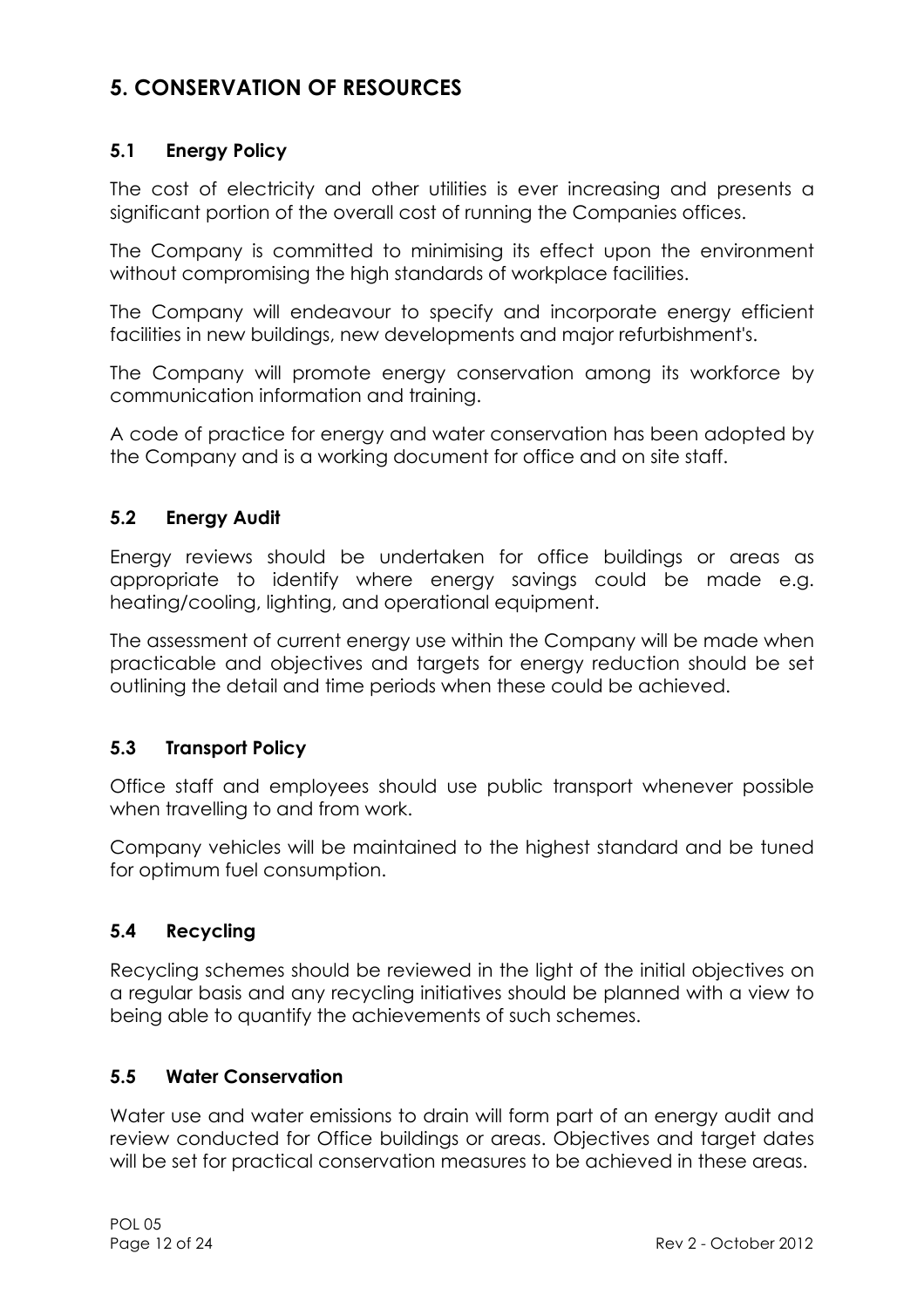# 5. CONSERVATION OF RESOURCES

## 5.1 Energy Policy

The cost of electricity and other utilities is ever increasing and presents a significant portion of the overall cost of running the Companies offices.

The Company is committed to minimising its effect upon the environment without compromising the high standards of workplace facilities.

The Company will endeavour to specify and incorporate energy efficient facilities in new buildings, new developments and major refurbishment's.

The Company will promote energy conservation among its workforce by communication information and training.

A code of practice for energy and water conservation has been adopted by the Company and is a working document for office and on site staff.

## 5.2 Energy Audit

Energy reviews should be undertaken for office buildings or areas as appropriate to identify where energy savings could be made e.g. heating/cooling, lighting, and operational equipment.

The assessment of current energy use within the Company will be made when practicable and objectives and targets for energy reduction should be set outlining the detail and time periods when these could be achieved.

## 5.3 Transport Policy

Office staff and employees should use public transport whenever possible when travelling to and from work.

Company vehicles will be maintained to the highest standard and be tuned for optimum fuel consumption.

## 5.4 Recycling

Recycling schemes should be reviewed in the light of the initial objectives on a regular basis and any recycling initiatives should be planned with a view to being able to quantify the achievements of such schemes.

## 5.5 Water Conservation

Water use and water emissions to drain will form part of an energy audit and review conducted for Office buildings or areas. Objectives and target dates will be set for practical conservation measures to be achieved in these areas.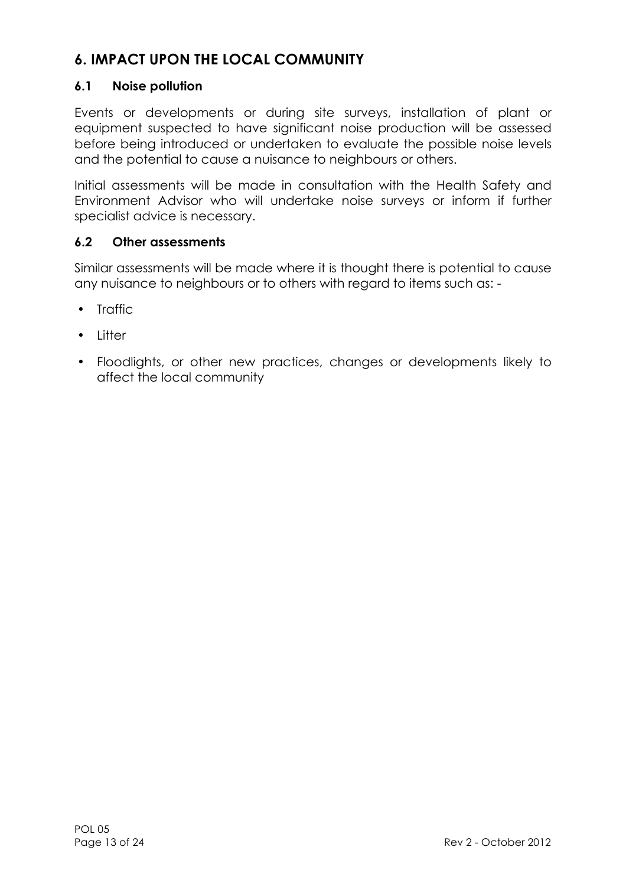## 6. IMPACT UPON THE LOCAL COMMUNITY

### 6.1 Noise pollution

Events or developments or during site surveys, installation of plant or equipment suspected to have significant noise production will be assessed before being introduced or undertaken to evaluate the possible noise levels and the potential to cause a nuisance to neighbours or others.

Initial assessments will be made in consultation with the Health Safety and Environment Advisor who will undertake noise surveys or inform if further specialist advice is necessary.

### 6.2 Other assessments

Similar assessments will be made where it is thought there is potential to cause any nuisance to neighbours or to others with regard to items such as: -

- Traffic
- Litter
- Floodlights, or other new practices, changes or developments likely to affect the local community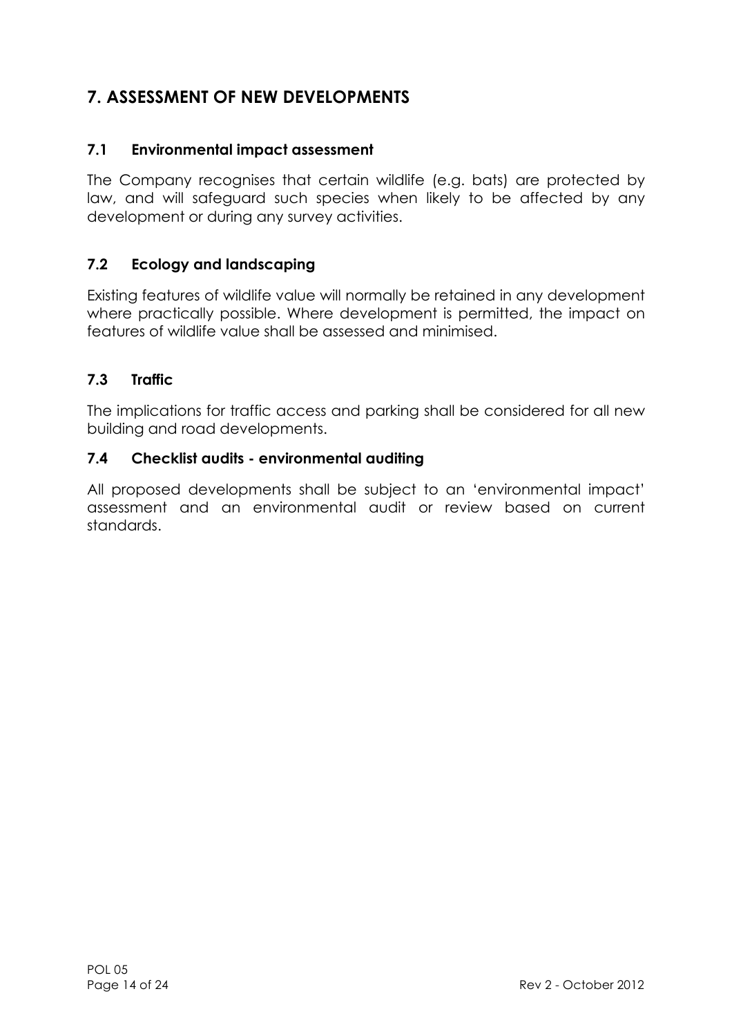## 7. ASSESSMENT OF NEW DEVELOPMENTS

### 7.1 Environmental impact assessment

The Company recognises that certain wildlife (e.g. bats) are protected by law, and will safeguard such species when likely to be affected by any development or during any survey activities.

### 7.2 Ecology and landscaping

Existing features of wildlife value will normally be retained in any development where practically possible. Where development is permitted, the impact on features of wildlife value shall be assessed and minimised.

### 7.3 Traffic

The implications for traffic access and parking shall be considered for all new building and road developments.

### 7.4 Checklist audits - environmental auditing

All proposed developments shall be subject to an 'environmental impact' assessment and an environmental audit or review based on current standards.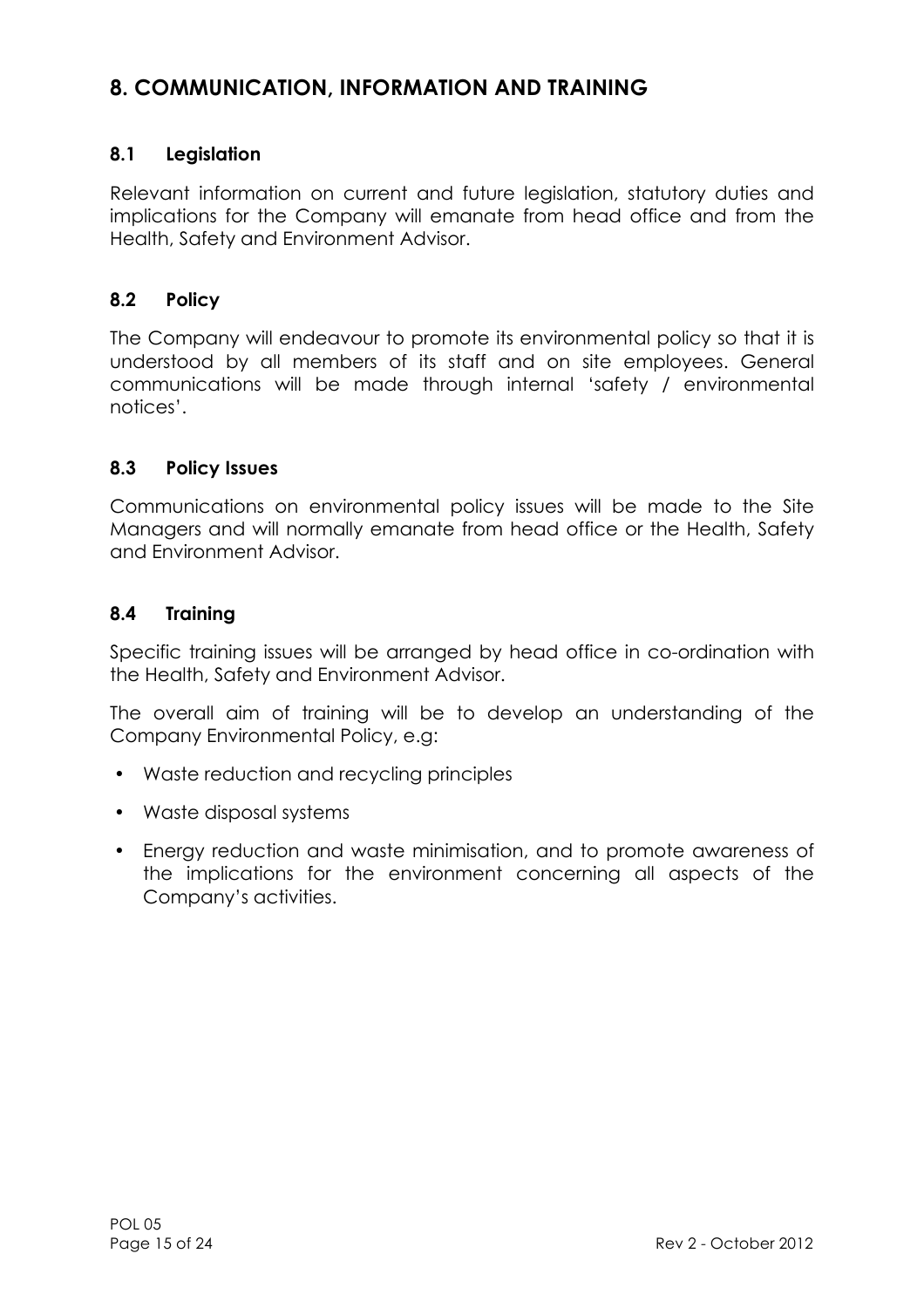## 8. COMMUNICATION, INFORMATION AND TRAINING

### 8.1 Legislation

Relevant information on current and future legislation, statutory duties and implications for the Company will emanate from head office and from the Health, Safety and Environment Advisor.

### 8.2 Policy

The Company will endeavour to promote its environmental policy so that it is understood by all members of its staff and on site employees. General communications will be made through internal 'safety / environmental notices'.

### 8.3 Policy Issues

Communications on environmental policy issues will be made to the Site Managers and will normally emanate from head office or the Health, Safety and Environment Advisor.

### 8.4 Training

Specific training issues will be arranged by head office in co-ordination with the Health, Safety and Environment Advisor.

The overall aim of training will be to develop an understanding of the Company Environmental Policy, e.g:

- Waste reduction and recycling principles
- Waste disposal systems
- Energy reduction and waste minimisation, and to promote awareness of the implications for the environment concerning all aspects of the Company's activities.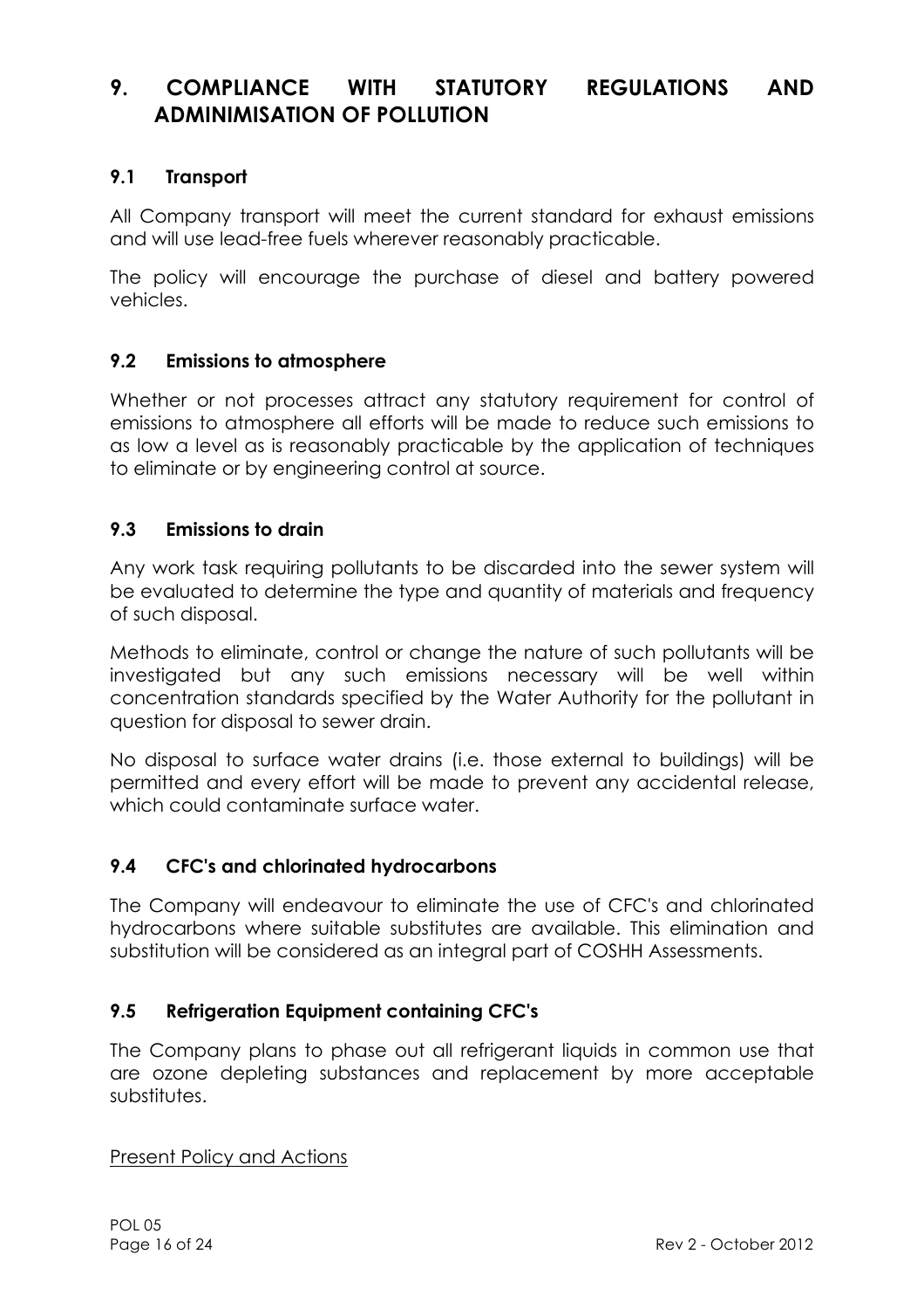## 9. COMPLIANCE WITH STATUTORY REGULATIONS AND ADMINIMISATION OF POLLUTION

### 9.1 Transport

All Company transport will meet the current standard for exhaust emissions and will use lead-free fuels wherever reasonably practicable.

The policy will encourage the purchase of diesel and battery powered vehicles.

### 9.2 Emissions to atmosphere

Whether or not processes attract any statutory requirement for control of emissions to atmosphere all efforts will be made to reduce such emissions to as low a level as is reasonably practicable by the application of techniques to eliminate or by engineering control at source.

### 9.3 Emissions to drain

Any work task requiring pollutants to be discarded into the sewer system will be evaluated to determine the type and quantity of materials and frequency of such disposal.

Methods to eliminate, control or change the nature of such pollutants will be investigated but any such emissions necessary will be well within concentration standards specified by the Water Authority for the pollutant in question for disposal to sewer drain.

No disposal to surface water drains (i.e. those external to buildings) will be permitted and every effort will be made to prevent any accidental release, which could contaminate surface water.

### 9.4 CFC's and chlorinated hydrocarbons

The Company will endeavour to eliminate the use of CFC's and chlorinated hydrocarbons where suitable substitutes are available. This elimination and substitution will be considered as an integral part of COSHH Assessments.

### 9.5 Refrigeration Equipment containing CFC's

The Company plans to phase out all refrigerant liquids in common use that are ozone depleting substances and replacement by more acceptable substitutes.

<u>Present Policy and Actions</u>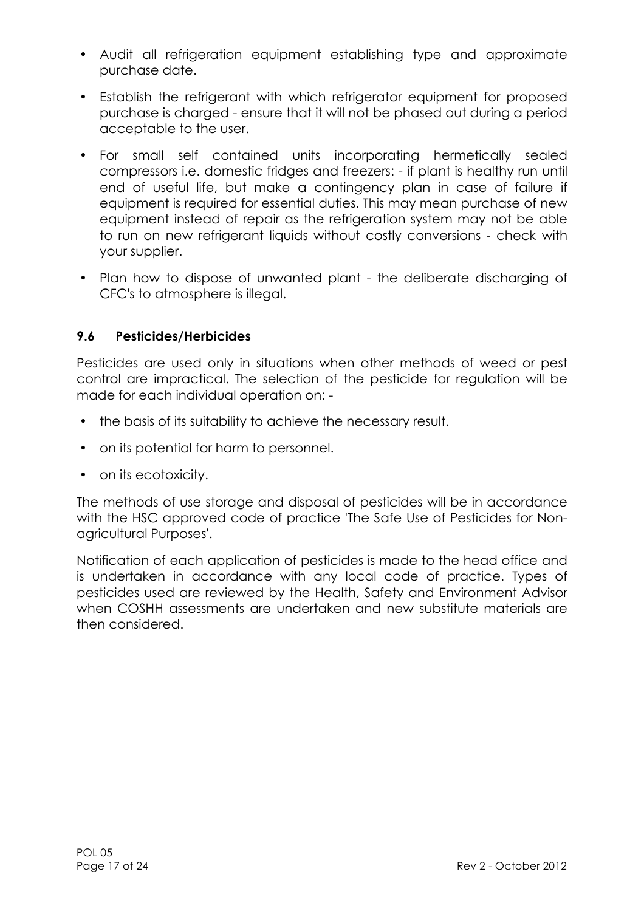- Audit all refrigeration equipment establishing type and approximate purchase date.
- Establish the refrigerant with which refrigerator equipment for proposed purchase is charged - ensure that it will not be phased out during a period acceptable to the user.
- For small self contained units incorporating hermetically sealed compressors i.e. domestic fridges and freezers: - if plant is healthy run until end of useful life, but make a contingency plan in case of failure if equipment is required for essential duties. This may mean purchase of new equipment instead of repair as the refrigeration system may not be able to run on new refrigerant liquids without costly conversions - check with your supplier.
- Plan how to dispose of unwanted plant - the deliberate discharging of CFC's to atmosphere is illegal.

### 9.6 Pesticides/Herbicides

Pesticides are used only in situations when other methods of weed or pest control are impractical. The selection of the pesticide for regulation will be made for each individual operation on: -

- the basis of its suitability to achieve the necessary result.
- on its potential for harm to personnel.
- on its ecotoxicity.

The methods of use storage and disposal of pesticides will be in accordance with the HSC approved code of practice 'The Safe Use of Pesticides for Non-agricultural Purposes'.

Notification of each application of pesticides is made to the head office and is undertaken in accordance with any local code of practice. Types of pesticides used are reviewed by the Health, Safety and Environment Advisor when COSHH assessments are undertaken and new substitute materials are then considered.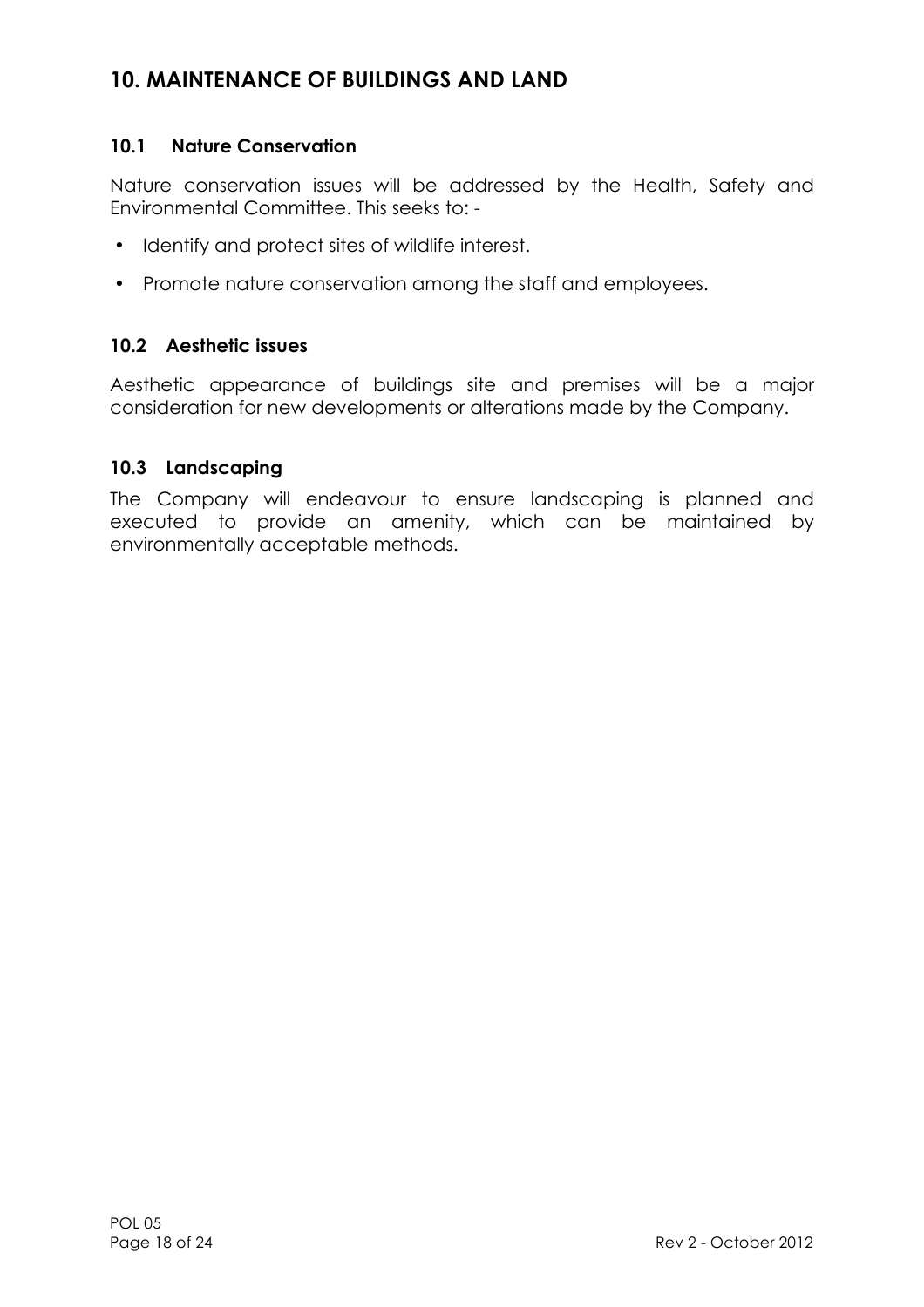## 10. MAINTENANCE OF BUILDINGS AND LAND

### 10.1 Nature Conservation

Nature conservation issues will be addressed by the Health, Safety and Environmental Committee. This seeks to: -

- Identify and protect sites of wildlife interest.
- Promote nature conservation among the staff and employees.

### 10.2 Aesthetic issues

Aesthetic appearance of buildings site and premises will be a major consideration for new developments or alterations made by the Company.

### 10.3 Landscaping

The Company will endeavour to ensure landscaping is planned and executed to provide an amenity, which can be maintained by environmentally acceptable methods.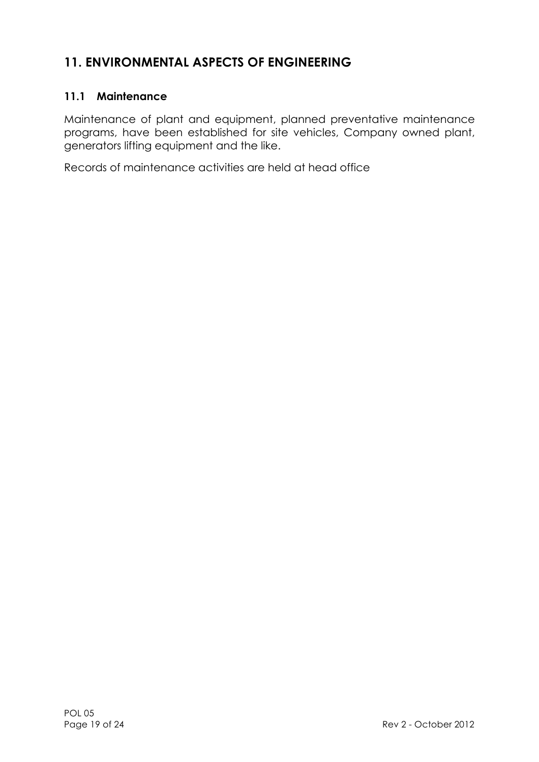## 11. ENVIRONMENTAL ASPECTS OF ENGINEERING

### 11.1 Maintenance

Maintenance of plant and equipment, planned preventative maintenance programs, have been established for site vehicles, Company owned plant, generators lifting equipment and the like.

Records of maintenance activities are held at head office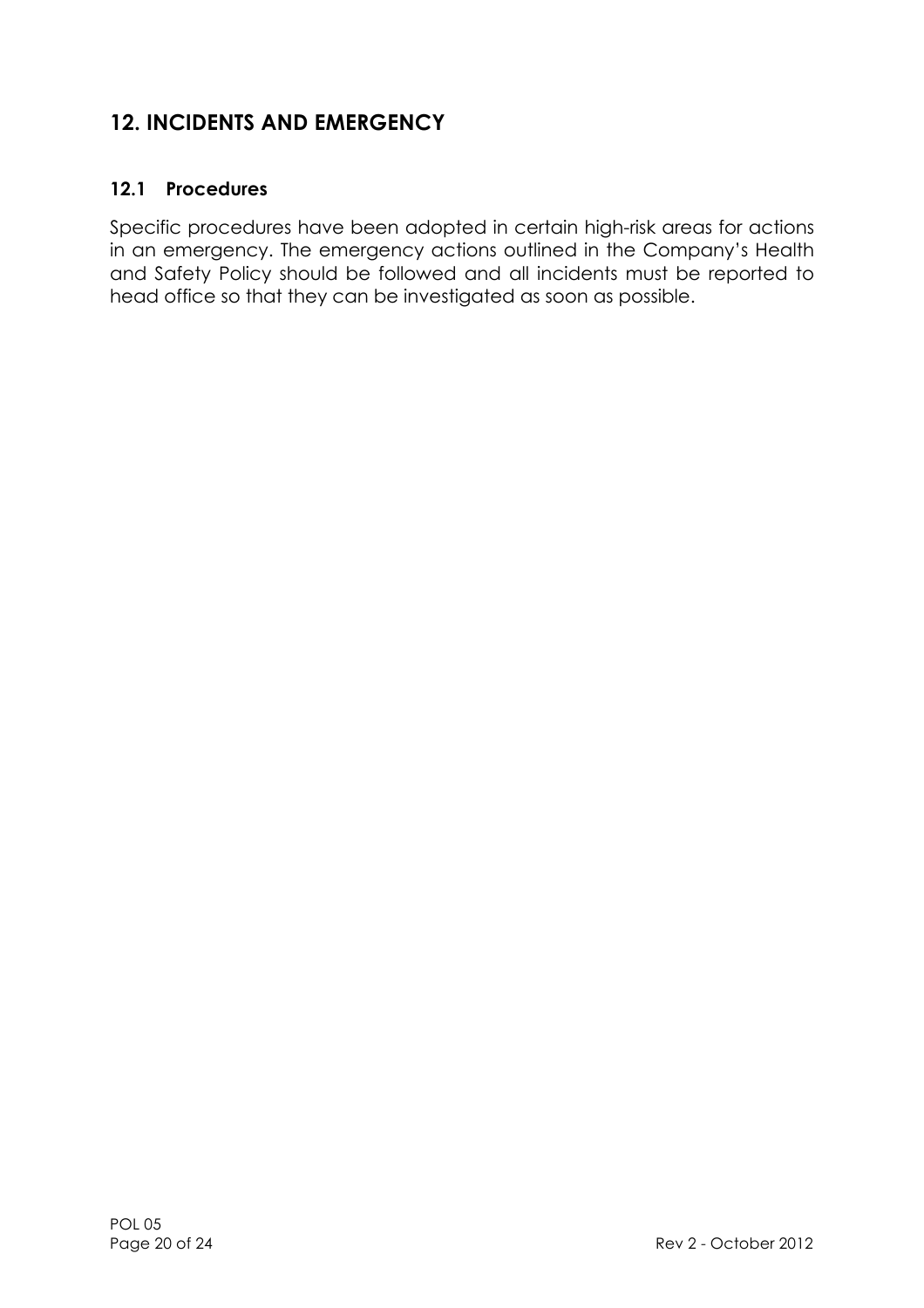## 12. INCIDENTS AND EMERGENCY

### 12.1 Procedures

Specific procedures have been adopted in certain high-risk areas for actions in an emergency. The emergency actions outlined in the Company's Health and Safety Policy should be followed and all incidents must be reported to head office so that they can be investigated as soon as possible.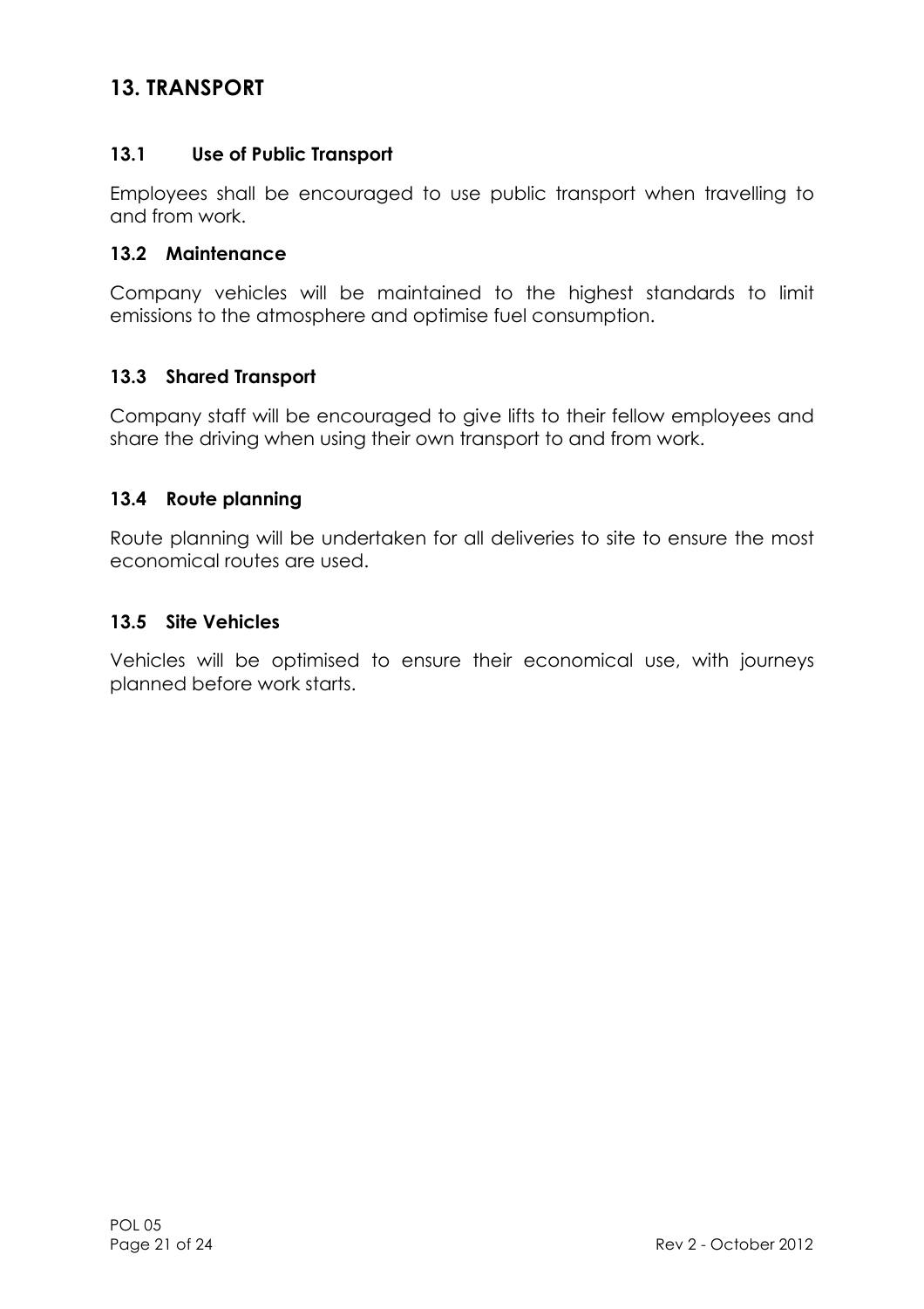## 13. TRANSPORT

### 13.1 Use of Public Transport

Employees shall be encouraged to use public transport when travelling to and from work.

### 13.2 Maintenance

Company vehicles will be maintained to the highest standards to limit emissions to the atmosphere and optimise fuel consumption.

### 13.3 Shared Transport

Company staff will be encouraged to give lifts to their fellow employees and share the driving when using their own transport to and from work.

### 13.4 Route planning

Route planning will be undertaken for all deliveries to site to ensure the most economical routes are used.

### 13.5 Site Vehicles

Vehicles will be optimised to ensure their economical use, with journeys planned before work starts.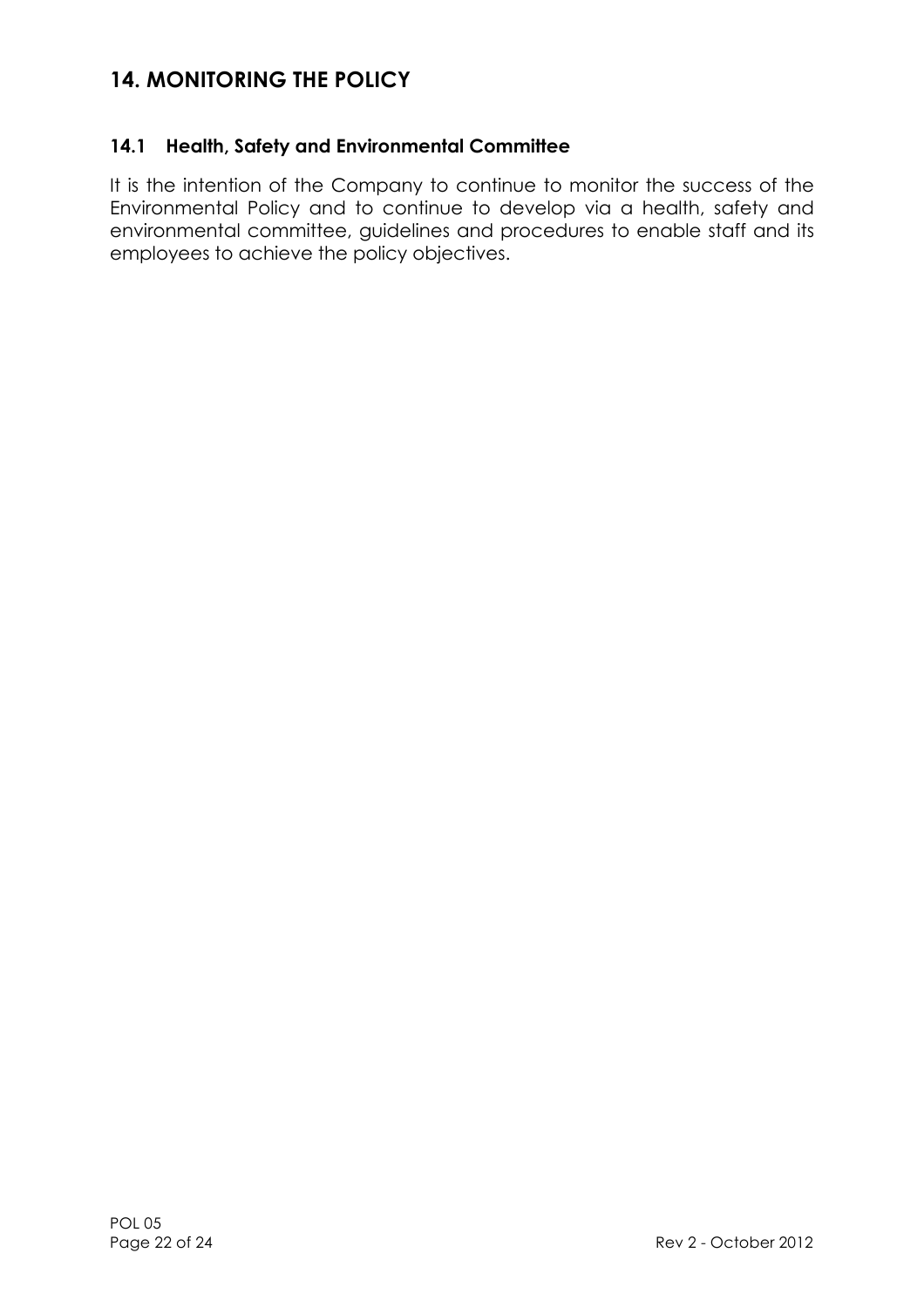# 14. MONITORING THE POLICY

## 14.1 Health, Safety and Environmental Committee

It is the intention of the Company to continue to monitor the success of the Environmental Policy and to continue to develop via a health, safety and environmental committee, guidelines and procedures to enable staff and its employees to achieve the policy objectives.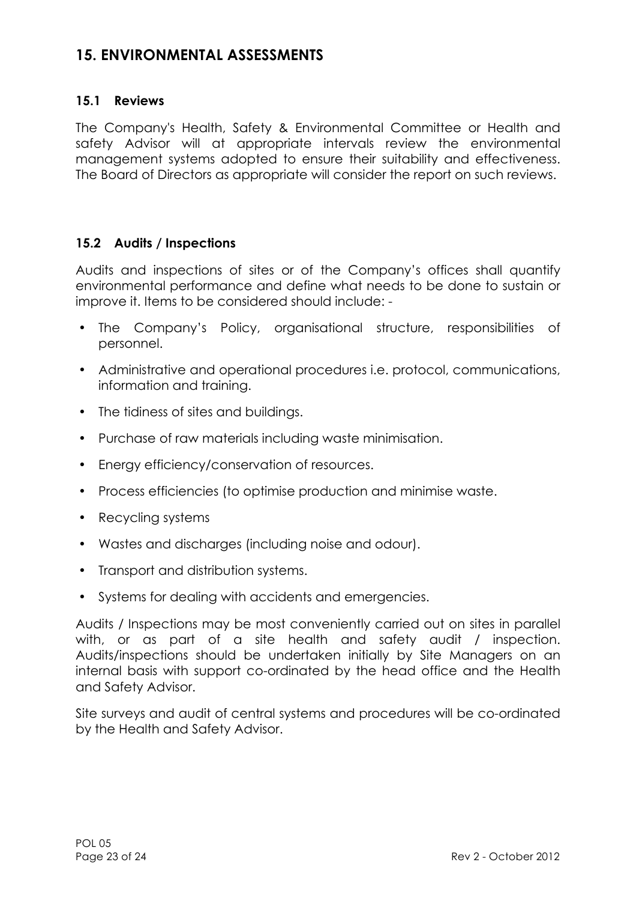## 15. ENVIRONMENTAL ASSESSMENTS

### 15.1 Reviews

The Company's Health, Safety & Environmental Committee or Health and safety Advisor will at appropriate intervals review the environmental management systems adopted to ensure their suitability and effectiveness. The Board of Directors as appropriate will consider the report on such reviews.

### 15.2 Audits / Inspections

Audits and inspections of sites or of the Company's offices shall quantify environmental performance and define what needs to be done to sustain or improve it. Items to be considered should include: -

- The Company's Policy, organisational structure, responsibilities of personnel.
- Administrative and operational procedures i.e. protocol, communications, information and training.
- The tidiness of sites and buildings.
- Purchase of raw materials including waste minimisation.
- Energy efficiency/conservation of resources.
- Process efficiencies (to optimise production and minimise waste.
- Recycling systems
- Wastes and discharges (including noise and odour).
- Transport and distribution systems.
- Systems for dealing with accidents and emergencies.

Audits / Inspections may be most conveniently carried out on sites in parallel with, or as part of a site health and safety audit / inspection. Audits/inspections should be undertaken initially by Site Managers on an internal basis with support co-ordinated by the head office and the Health and Safety Advisor.

Site surveys and audit of central systems and procedures will be co-ordinated by the Health and Safety Advisor.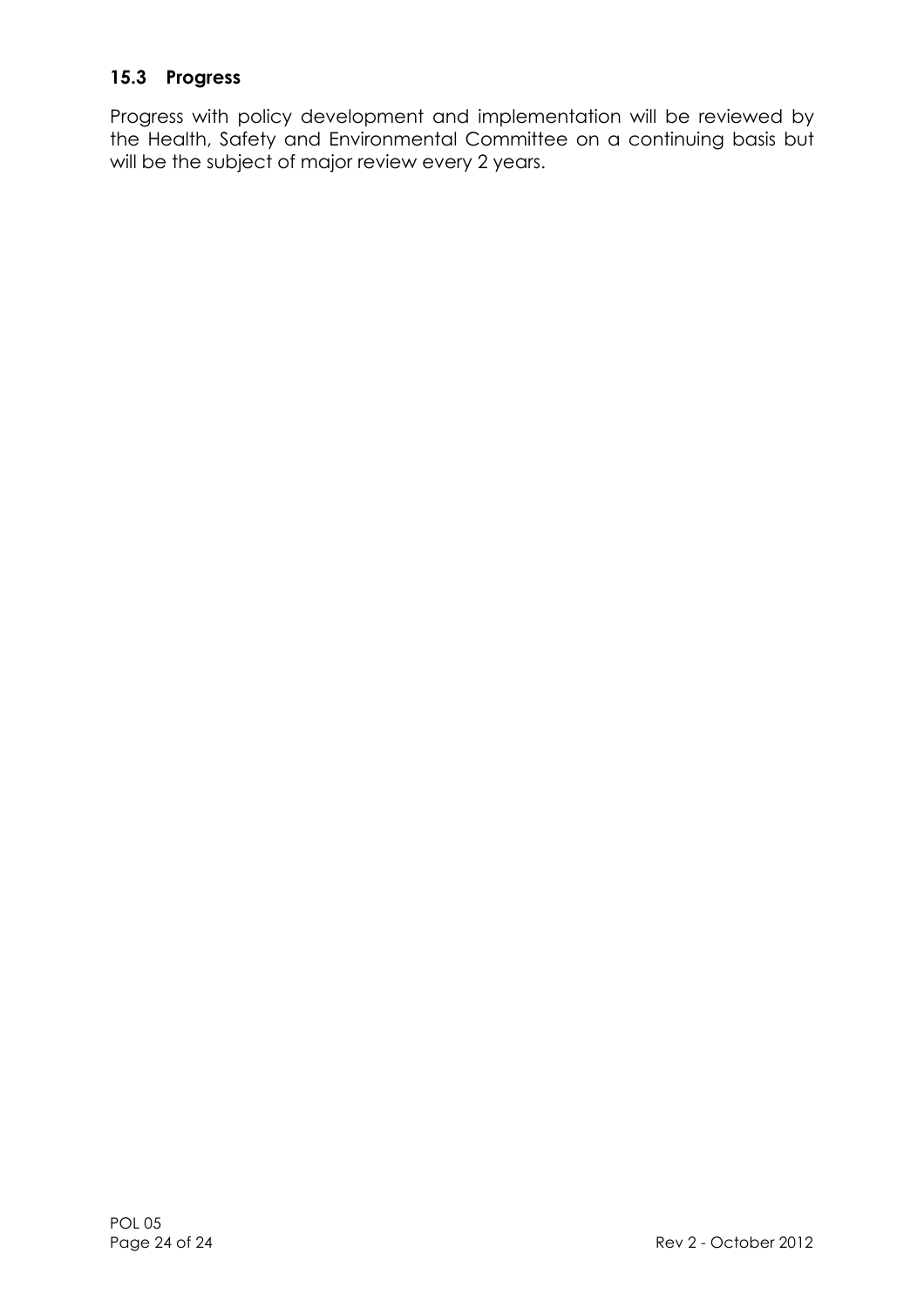### 15.3 Progress

Progress with policy development and implementation will be reviewed by the Health, Safety and Environmental Committee on a continuing basis but will be the subject of major review every 2 years.